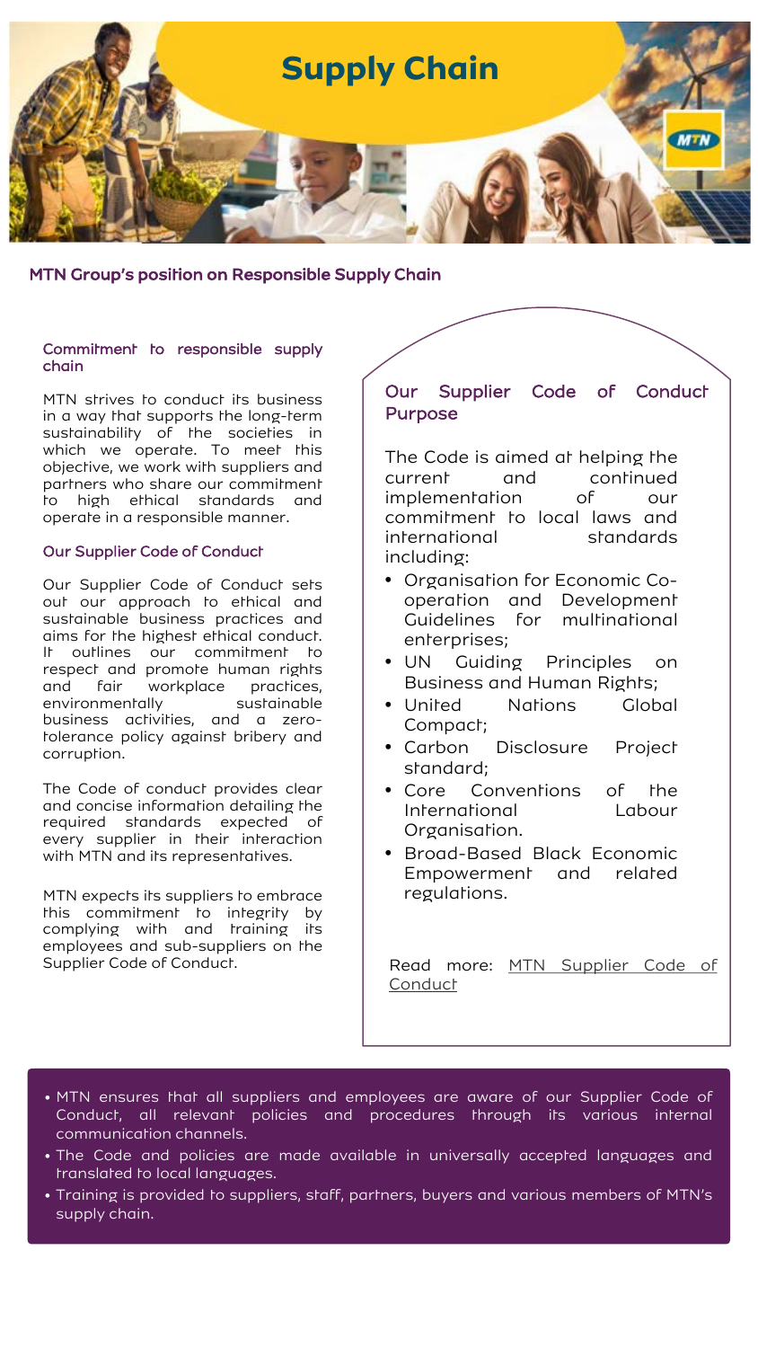# Supply Chain

## MTN Group's position on Responsible Supply Chain

### Commitment to responsible supply chain

MTN strives to conduct its business in a way that supports the long-term sustainability of the societies in which we operate. To meet this objective, we work with suppliers and partners who share our commitment to high ethical standards and operate in a responsible manner.

### Our Supplier Code of Conduct

Our Supplier Code of Conduct sets out our approach to ethical and sustainable business practices and aims for the highest ethical conduct. It outlines our commitment to respect and promote human rights and fair workplace practices, environmentally sustainable business activities, and a zero-tolerance policy against bribery and corruption.

The Code of conduct provides clear and concise information detailing the required standards expected of every supplier in their interaction with MTN and its representatives.

MTN expects its suppliers to embrace this commitment to integrity by complying with and training its employees and sub-suppliers on the Supplier Code of Conduct.

### Our Supplier Code of Conduct Purpose

The Code is aimed at helping the current and continued implementation of our commitment to local laws and international standards including:

- Organisation for Economic Co-operation and Development Guidelines for multinational enterprises;
- UN Guiding Principles on Business and Human Rights;
- United Nations Global Compact;
- Carbon Disclosure Project standard;
- Core Conventions of the International Labour Organisation.
- Broad-Based Black Economic Empowerment and related regulations.

Read more: MTN Supplier Code of Conduct

- MTN ensures that all suppliers and employees are aware of our Supplier Code of Conduct, all relevant policies and procedures through its various internal communication channels.
- The Code and policies are made available in universally accepted languages and translated to local languages.
- Training is provided to suppliers, staff, partners, buyers and various members of MTN's supply chain.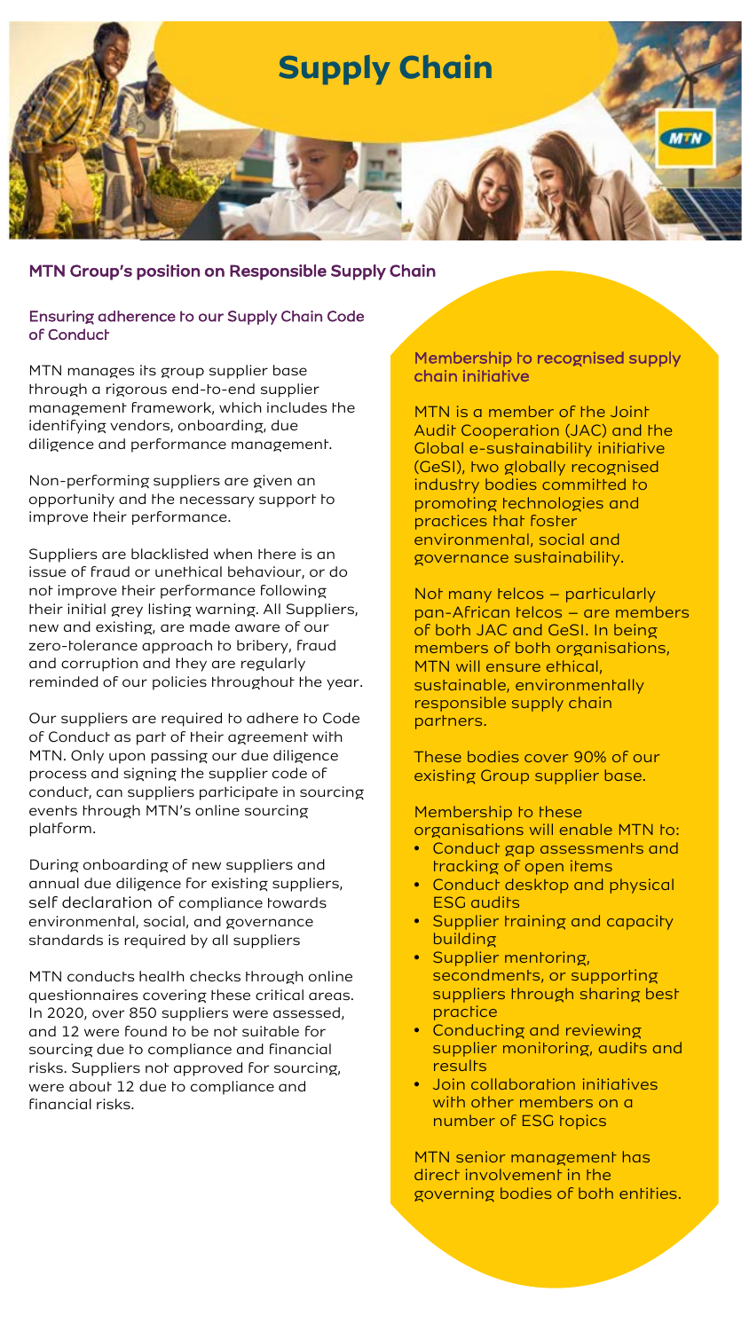# Supply Chain

## MTN Group's position on Responsible Supply Chain

### Ensuring adherence to our Supply Chain Code of Conduct

MTN manages its group supplier base through a rigorous end-to-end supplier management framework, which includes the identifying vendors, onboarding, due diligence and performance management.

Non-performing suppliers are given an opportunity and the necessary support to improve their performance.

Suppliers are blacklisted when there is an issue of fraud or unethical behaviour, or do not improve their performance following their initial grey listing warning. All Suppliers, new and existing, are made aware of our zero-tolerance approach to bribery, fraud and corruption and they are regularly reminded of our policies throughout the year.

Our suppliers are required to adhere to Code of Conduct as part of their agreement with MTN. Only upon passing our due diligence process and signing the supplier code of conduct, can suppliers participate in sourcing events through MTN's online sourcing platform.

During onboarding of new suppliers and annual due diligence for existing suppliers, self declaration of compliance towards environmental, social, and governance standards is required by all suppliers

MTN conducts health checks through online questionnaires covering these critical areas. In 2020, over 850 suppliers were assessed, and 12 were found to be not suitable for sourcing due to compliance and financial risks. Suppliers not approved for sourcing, were about 12 due to compliance and financial risks.

### Membership to recognised supply chain initiative

MTN is a member of the Joint Audit Cooperation (JAC) and the Global e-sustainability initiative (GeSI), two globally recognised industry bodies committed to promoting technologies and practices that foster environmental, social and governance sustainability.

Not many telcos – particularly pan-African telcos – are members of both JAC and GeSI. In being members of both organisations, MTN will ensure ethical, sustainable, environmentally responsible supply chain partners.

These bodies cover 90% of our existing Group supplier base.

Membership to these organisations will enable MTN to:

- Conduct gap assessments and tracking of open items
- Conduct desktop and physical ESG audits
- Supplier training and capacity building
- Supplier mentoring, secondments, or supporting suppliers through sharing best practice
- Conducting and reviewing supplier monitoring, audits and results
- Join collaboration initiatives with other members on a number of ESG topics

MTN senior management has direct involvement in the governing bodies of both entities.